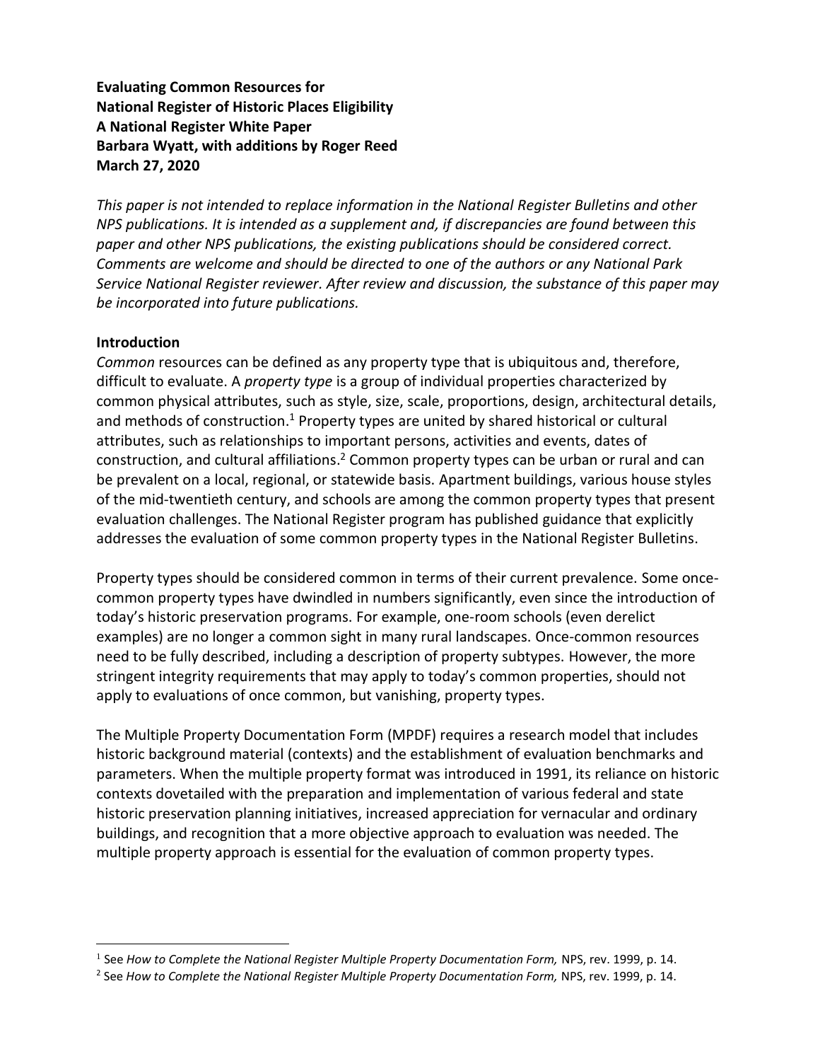**Evaluating Common Resources for**
**National Register of Historic Places Eligibility**
**A National Register White Paper**
**Barbara Wyatt, with additions by Roger Reed**
**March 27, 2020**

*This paper is not intended to replace information in the National Register Bulletins and other NPS publications. It is intended as a supplement and, if discrepancies are found between this paper and other NPS publications, the existing publications should be considered correct. Comments are welcome and should be directed to one of the authors or any National Park Service National Register reviewer. After review and discussion, the substance of this paper may be incorporated into future publications.*

## Introduction

*Common* resources can be defined as any property type that is ubiquitous and, therefore, difficult to evaluate. A *property type* is a group of individual properties characterized by common physical attributes, such as style, size, scale, proportions, design, architectural details, and methods of construction.[1] Property types are united by shared historical or cultural attributes, such as relationships to important persons, activities and events, dates of construction, and cultural affiliations.[2] Common property types can be urban or rural and can be prevalent on a local, regional, or statewide basis. Apartment buildings, various house styles of the mid-twentieth century, and schools are among the common property types that present evaluation challenges. The National Register program has published guidance that explicitly addresses the evaluation of some common property types in the National Register Bulletins.

Property types should be considered common in terms of their current prevalence. Some once-common property types have dwindled in numbers significantly, even since the introduction of today's historic preservation programs. For example, one-room schools (even derelict examples) are no longer a common sight in many rural landscapes. Once-common resources need to be fully described, including a description of property subtypes. However, the more stringent integrity requirements that may apply to today's common properties, should not apply to evaluations of once common, but vanishing, property types.

The Multiple Property Documentation Form (MPDF) requires a research model that includes historic background material (contexts) and the establishment of evaluation benchmarks and parameters. When the multiple property format was introduced in 1991, its reliance on historic contexts dovetailed with the preparation and implementation of various federal and state historic preservation planning initiatives, increased appreciation for vernacular and ordinary buildings, and recognition that a more objective approach to evaluation was needed. The multiple property approach is essential for the evaluation of common property types.

---

[1] See *How to Complete the National Register Multiple Property Documentation Form,* NPS, rev. 1999, p. 14.

[2] See *How to Complete the National Register Multiple Property Documentation Form,* NPS, rev. 1999, p. 14.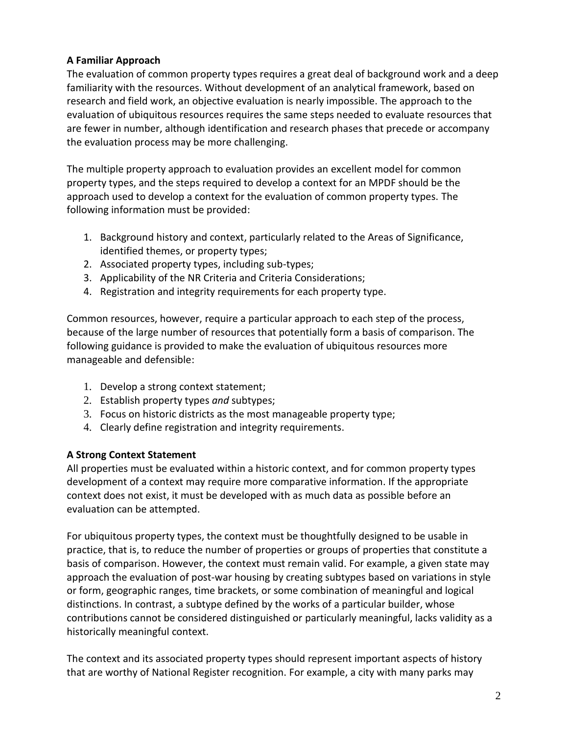**A Familiar Approach**

The evaluation of common property types requires a great deal of background work and a deep familiarity with the resources. Without development of an analytical framework, based on research and field work, an objective evaluation is nearly impossible. The approach to the evaluation of ubiquitous resources requires the same steps needed to evaluate resources that are fewer in number, although identification and research phases that precede or accompany the evaluation process may be more challenging.

The multiple property approach to evaluation provides an excellent model for common property types, and the steps required to develop a context for an MPDF should be the approach used to develop a context for the evaluation of common property types. The following information must be provided:

1. Background history and context, particularly related to the Areas of Significance, identified themes, or property types;
2. Associated property types, including sub-types;
3. Applicability of the NR Criteria and Criteria Considerations;
4. Registration and integrity requirements for each property type.

Common resources, however, require a particular approach to each step of the process, because of the large number of resources that potentially form a basis of comparison. The following guidance is provided to make the evaluation of ubiquitous resources more manageable and defensible:

1. Develop a strong context statement;
2. Establish property types *and* subtypes;
3. Focus on historic districts as the most manageable property type;
4. Clearly define registration and integrity requirements.

**A Strong Context Statement**

All properties must be evaluated within a historic context, and for common property types development of a context may require more comparative information. If the appropriate context does not exist, it must be developed with as much data as possible before an evaluation can be attempted.

For ubiquitous property types, the context must be thoughtfully designed to be usable in practice, that is, to reduce the number of properties or groups of properties that constitute a basis of comparison. However, the context must remain valid. For example, a given state may approach the evaluation of post-war housing by creating subtypes based on variations in style or form, geographic ranges, time brackets, or some combination of meaningful and logical distinctions. In contrast, a subtype defined by the works of a particular builder, whose contributions cannot be considered distinguished or particularly meaningful, lacks validity as a historically meaningful context.

The context and its associated property types should represent important aspects of history that are worthy of National Register recognition. For example, a city with many parks may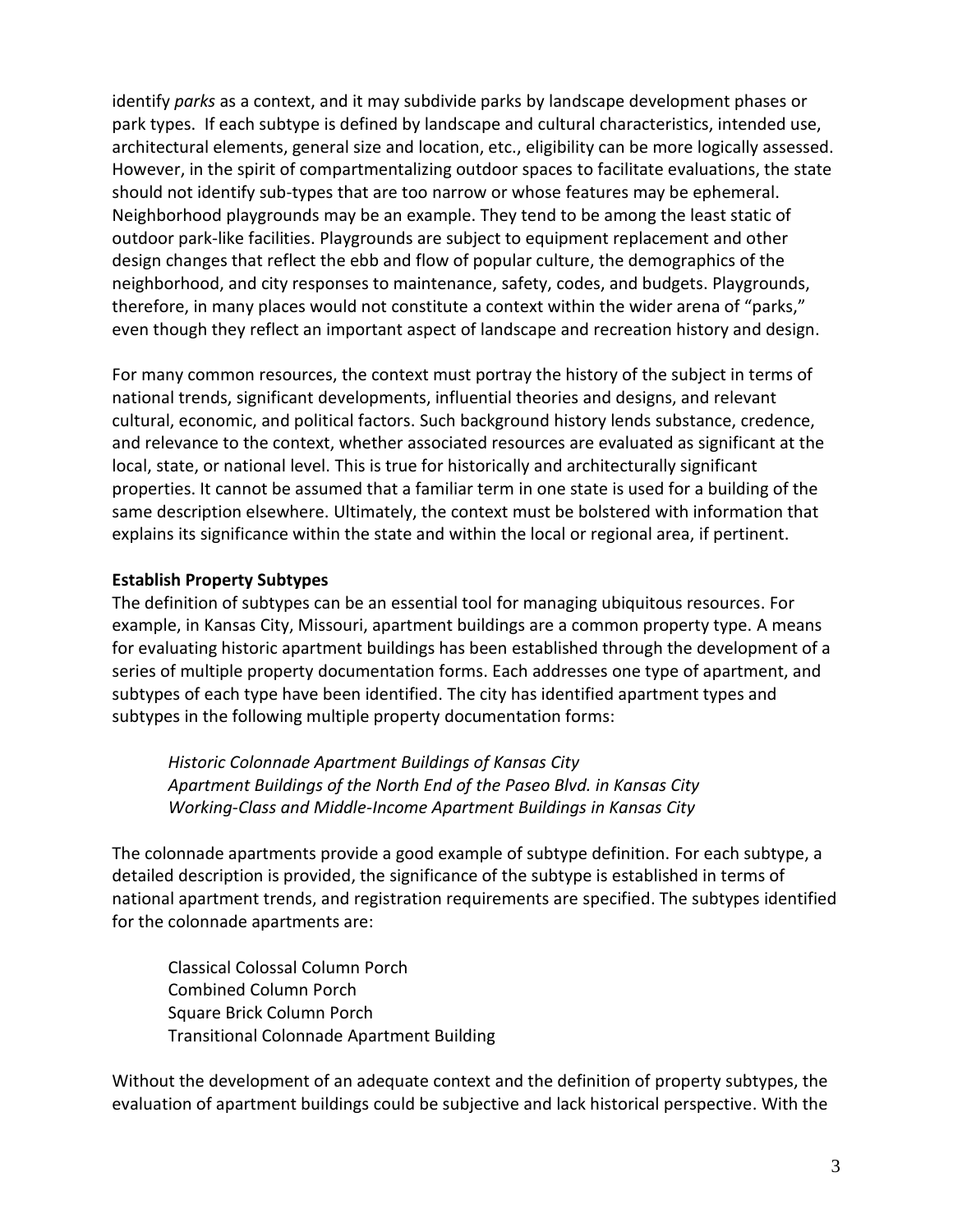identify *parks* as a context, and it may subdivide parks by landscape development phases or park types. If each subtype is defined by landscape and cultural characteristics, intended use, architectural elements, general size and location, etc., eligibility can be more logically assessed. However, in the spirit of compartmentalizing outdoor spaces to facilitate evaluations, the state should not identify sub-types that are too narrow or whose features may be ephemeral. Neighborhood playgrounds may be an example. They tend to be among the least static of outdoor park-like facilities. Playgrounds are subject to equipment replacement and other design changes that reflect the ebb and flow of popular culture, the demographics of the neighborhood, and city responses to maintenance, safety, codes, and budgets. Playgrounds, therefore, in many places would not constitute a context within the wider arena of "parks," even though they reflect an important aspect of landscape and recreation history and design.

For many common resources, the context must portray the history of the subject in terms of national trends, significant developments, influential theories and designs, and relevant cultural, economic, and political factors. Such background history lends substance, credence, and relevance to the context, whether associated resources are evaluated as significant at the local, state, or national level. This is true for historically and architecturally significant properties. It cannot be assumed that a familiar term in one state is used for a building of the same description elsewhere. Ultimately, the context must be bolstered with information that explains its significance within the state and within the local or regional area, if pertinent.

**Establish Property Subtypes**

The definition of subtypes can be an essential tool for managing ubiquitous resources. For example, in Kansas City, Missouri, apartment buildings are a common property type. A means for evaluating historic apartment buildings has been established through the development of a series of multiple property documentation forms. Each addresses one type of apartment, and subtypes of each type have been identified. The city has identified apartment types and subtypes in the following multiple property documentation forms:

*Historic Colonnade Apartment Buildings of Kansas City*
*Apartment Buildings of the North End of the Paseo Blvd. in Kansas City*
*Working-Class and Middle-Income Apartment Buildings in Kansas City*

The colonnade apartments provide a good example of subtype definition. For each subtype, a detailed description is provided, the significance of the subtype is established in terms of national apartment trends, and registration requirements are specified. The subtypes identified for the colonnade apartments are:

Classical Colossal Column Porch
Combined Column Porch
Square Brick Column Porch
Transitional Colonnade Apartment Building

Without the development of an adequate context and the definition of property subtypes, the evaluation of apartment buildings could be subjective and lack historical perspective. With the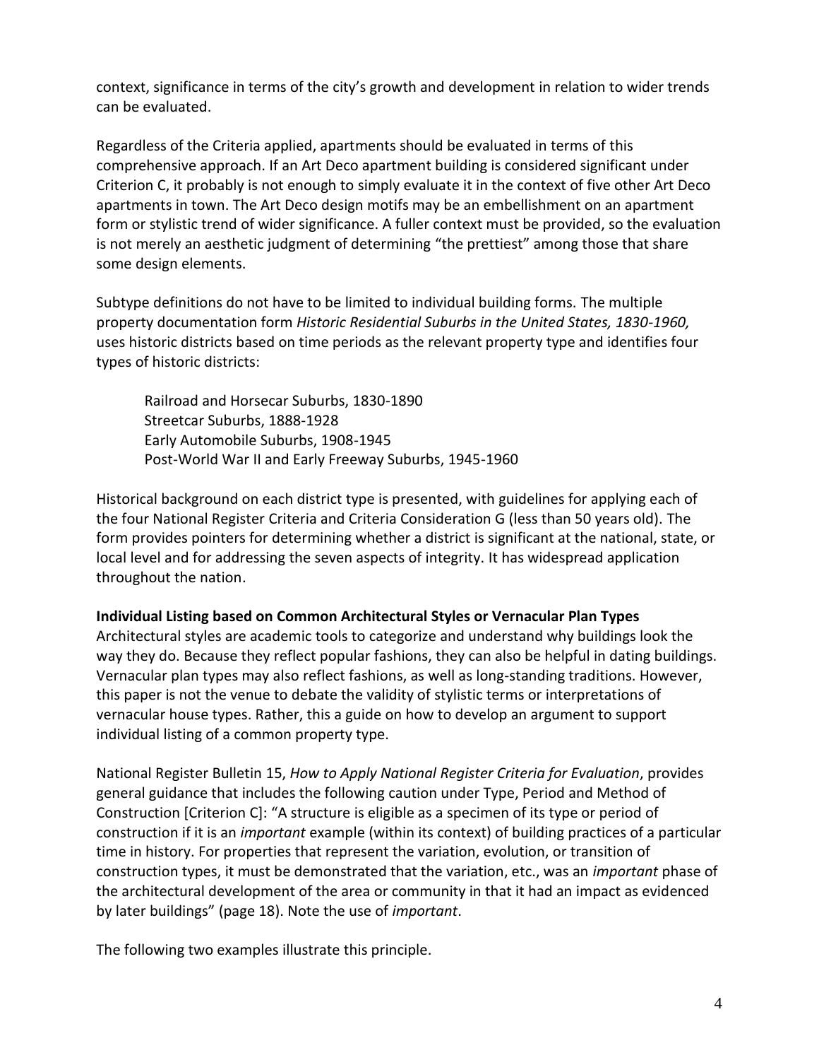context, significance in terms of the city's growth and development in relation to wider trends can be evaluated.

Regardless of the Criteria applied, apartments should be evaluated in terms of this comprehensive approach. If an Art Deco apartment building is considered significant under Criterion C, it probably is not enough to simply evaluate it in the context of five other Art Deco apartments in town. The Art Deco design motifs may be an embellishment on an apartment form or stylistic trend of wider significance. A fuller context must be provided, so the evaluation is not merely an aesthetic judgment of determining "the prettiest" among those that share some design elements.

Subtype definitions do not have to be limited to individual building forms. The multiple property documentation form *Historic Residential Suburbs in the United States, 1830-1960,* uses historic districts based on time periods as the relevant property type and identifies four types of historic districts:

> Railroad and Horsecar Suburbs, 1830-1890
> Streetcar Suburbs, 1888-1928
> Early Automobile Suburbs, 1908-1945
> Post-World War II and Early Freeway Suburbs, 1945-1960

Historical background on each district type is presented, with guidelines for applying each of the four National Register Criteria and Criteria Consideration G (less than 50 years old). The form provides pointers for determining whether a district is significant at the national, state, or local level and for addressing the seven aspects of integrity. It has widespread application throughout the nation.

**Individual Listing based on Common Architectural Styles or Vernacular Plan Types**

Architectural styles are academic tools to categorize and understand why buildings look the way they do. Because they reflect popular fashions, they can also be helpful in dating buildings. Vernacular plan types may also reflect fashions, as well as long-standing traditions. However, this paper is not the venue to debate the validity of stylistic terms or interpretations of vernacular house types. Rather, this a guide on how to develop an argument to support individual listing of a common property type.

National Register Bulletin 15, *How to Apply National Register Criteria for Evaluation*, provides general guidance that includes the following caution under Type, Period and Method of Construction [Criterion C]: "A structure is eligible as a specimen of its type or period of construction if it is an *important* example (within its context) of building practices of a particular time in history. For properties that represent the variation, evolution, or transition of construction types, it must be demonstrated that the variation, etc., was an *important* phase of the architectural development of the area or community in that it had an impact as evidenced by later buildings" (page 18). Note the use of *important*.

The following two examples illustrate this principle.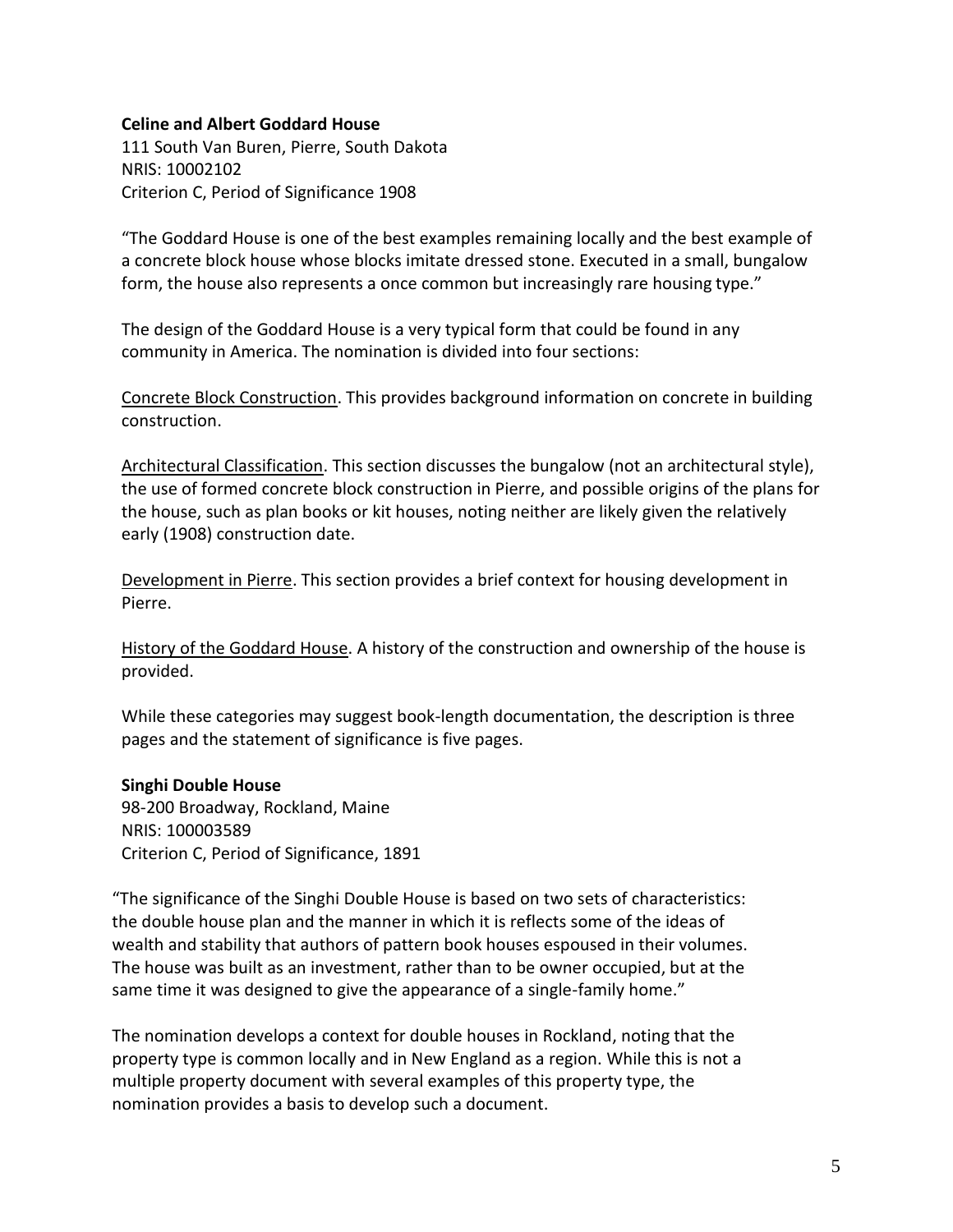**Celine and Albert Goddard House**
111 South Van Buren, Pierre, South Dakota
NRIS: 10002102
Criterion C, Period of Significance 1908

"The Goddard House is one of the best examples remaining locally and the best example of a concrete block house whose blocks imitate dressed stone. Executed in a small, bungalow form, the house also represents a once common but increasingly rare housing type."

The design of the Goddard House is a very typical form that could be found in any community in America. The nomination is divided into four sections:

Concrete Block Construction. This provides background information on concrete in building construction.

Architectural Classification. This section discusses the bungalow (not an architectural style), the use of formed concrete block construction in Pierre, and possible origins of the plans for the house, such as plan books or kit houses, noting neither are likely given the relatively early (1908) construction date.

Development in Pierre. This section provides a brief context for housing development in Pierre.

History of the Goddard House. A history of the construction and ownership of the house is provided.

While these categories may suggest book-length documentation, the description is three pages and the statement of significance is five pages.

**Singhi Double House**
98-200 Broadway, Rockland, Maine
NRIS: 100003589
Criterion C, Period of Significance, 1891

"The significance of the Singhi Double House is based on two sets of characteristics: the double house plan and the manner in which it is reflects some of the ideas of wealth and stability that authors of pattern book houses espoused in their volumes. The house was built as an investment, rather than to be owner occupied, but at the same time it was designed to give the appearance of a single-family home."

The nomination develops a context for double houses in Rockland, noting that the property type is common locally and in New England as a region. While this is not a multiple property document with several examples of this property type, the nomination provides a basis to develop such a document.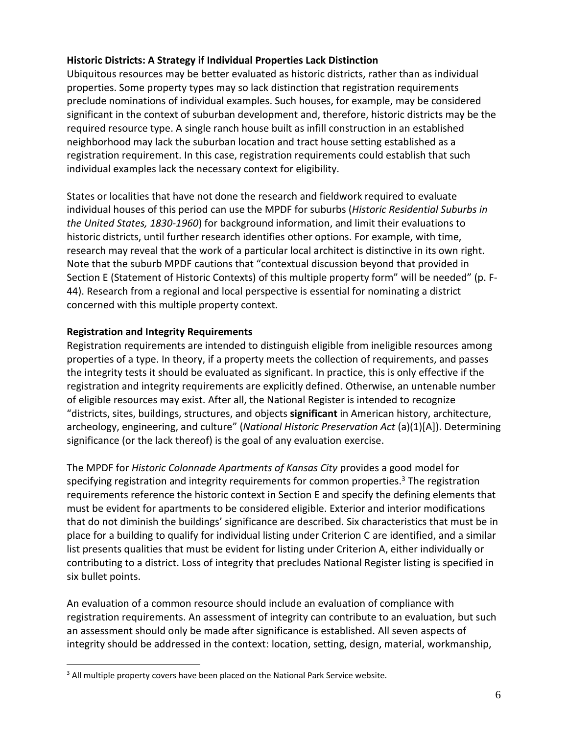**Historic Districts: A Strategy if Individual Properties Lack Distinction**

Ubiquitous resources may be better evaluated as historic districts, rather than as individual properties. Some property types may so lack distinction that registration requirements preclude nominations of individual examples. Such houses, for example, may be considered significant in the context of suburban development and, therefore, historic districts may be the required resource type. A single ranch house built as infill construction in an established neighborhood may lack the suburban location and tract house setting established as a registration requirement. In this case, registration requirements could establish that such individual examples lack the necessary context for eligibility.

States or localities that have not done the research and fieldwork required to evaluate individual houses of this period can use the MPDF for suburbs (*Historic Residential Suburbs in the United States, 1830-1960*) for background information, and limit their evaluations to historic districts, until further research identifies other options. For example, with time, research may reveal that the work of a particular local architect is distinctive in its own right. Note that the suburb MPDF cautions that "contextual discussion beyond that provided in Section E (Statement of Historic Contexts) of this multiple property form" will be needed" (p. F-44). Research from a regional and local perspective is essential for nominating a district concerned with this multiple property context.

**Registration and Integrity Requirements**

Registration requirements are intended to distinguish eligible from ineligible resources among properties of a type. In theory, if a property meets the collection of requirements, and passes the integrity tests it should be evaluated as significant. In practice, this is only effective if the registration and integrity requirements are explicitly defined. Otherwise, an untenable number of eligible resources may exist. After all, the National Register is intended to recognize "districts, sites, buildings, structures, and objects **significant** in American history, architecture, archeology, engineering, and culture" (*National Historic Preservation Act* (a)(1)[A]). Determining significance (or the lack thereof) is the goal of any evaluation exercise.

The MPDF for *Historic Colonnade Apartments of Kansas City* provides a good model for specifying registration and integrity requirements for common properties.[3] The registration requirements reference the historic context in Section E and specify the defining elements that must be evident for apartments to be considered eligible. Exterior and interior modifications that do not diminish the buildings' significance are described. Six characteristics that must be in place for a building to qualify for individual listing under Criterion C are identified, and a similar list presents qualities that must be evident for listing under Criterion A, either individually or contributing to a district. Loss of integrity that precludes National Register listing is specified in six bullet points.

An evaluation of a common resource should include an evaluation of compliance with registration requirements. An assessment of integrity can contribute to an evaluation, but such an assessment should only be made after significance is established. All seven aspects of integrity should be addressed in the context: location, setting, design, material, workmanship,

[3] All multiple property covers have been placed on the National Park Service website.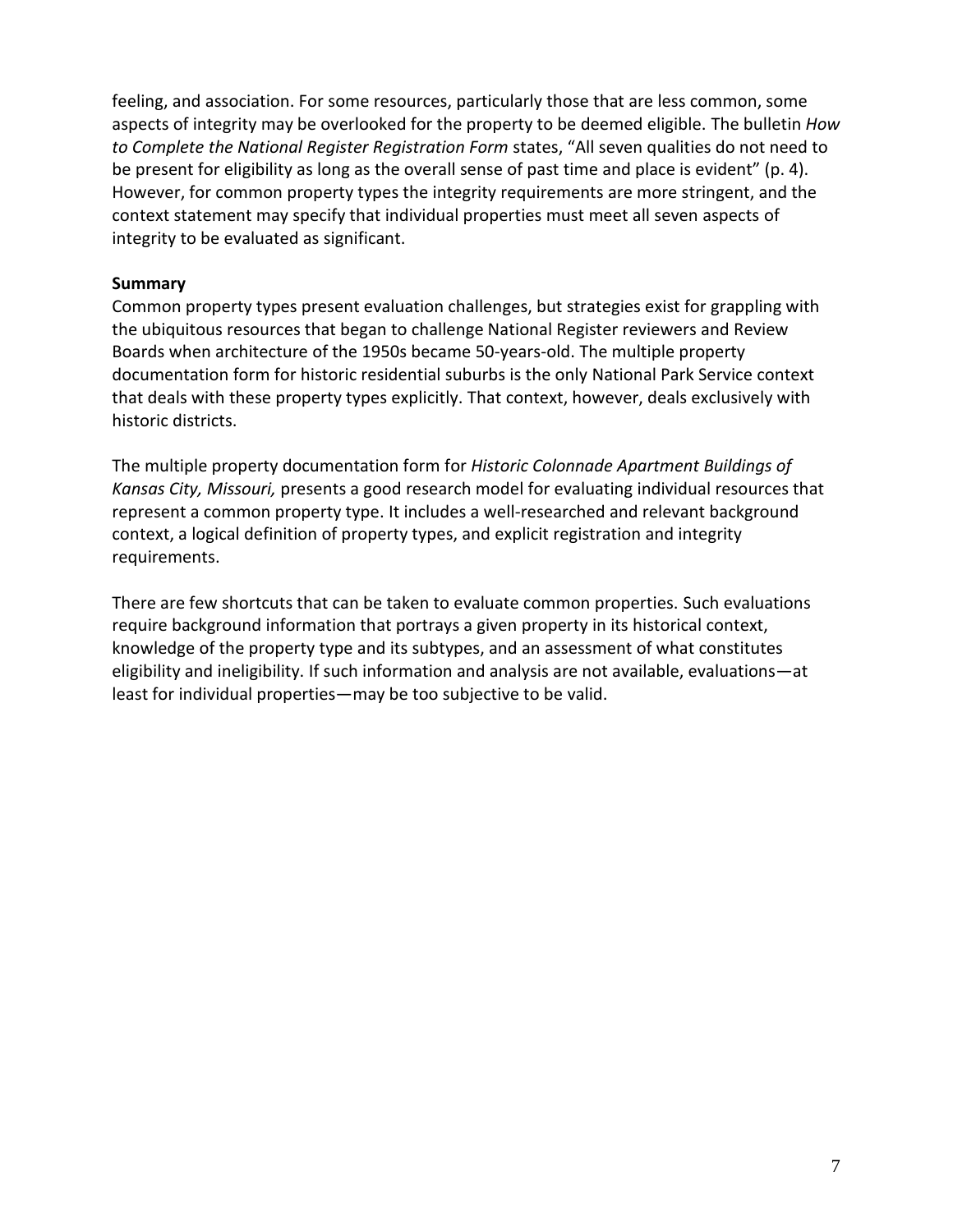feeling, and association. For some resources, particularly those that are less common, some aspects of integrity may be overlooked for the property to be deemed eligible. The bulletin *How to Complete the National Register Registration Form* states, "All seven qualities do not need to be present for eligibility as long as the overall sense of past time and place is evident" (p. 4). However, for common property types the integrity requirements are more stringent, and the context statement may specify that individual properties must meet all seven aspects of integrity to be evaluated as significant.

**Summary**

Common property types present evaluation challenges, but strategies exist for grappling with the ubiquitous resources that began to challenge National Register reviewers and Review Boards when architecture of the 1950s became 50-years-old. The multiple property documentation form for historic residential suburbs is the only National Park Service context that deals with these property types explicitly. That context, however, deals exclusively with historic districts.

The multiple property documentation form for *Historic Colonnade Apartment Buildings of Kansas City, Missouri,* presents a good research model for evaluating individual resources that represent a common property type. It includes a well-researched and relevant background context, a logical definition of property types, and explicit registration and integrity requirements.

There are few shortcuts that can be taken to evaluate common properties. Such evaluations require background information that portrays a given property in its historical context, knowledge of the property type and its subtypes, and an assessment of what constitutes eligibility and ineligibility. If such information and analysis are not available, evaluations—at least for individual properties—may be too subjective to be valid.